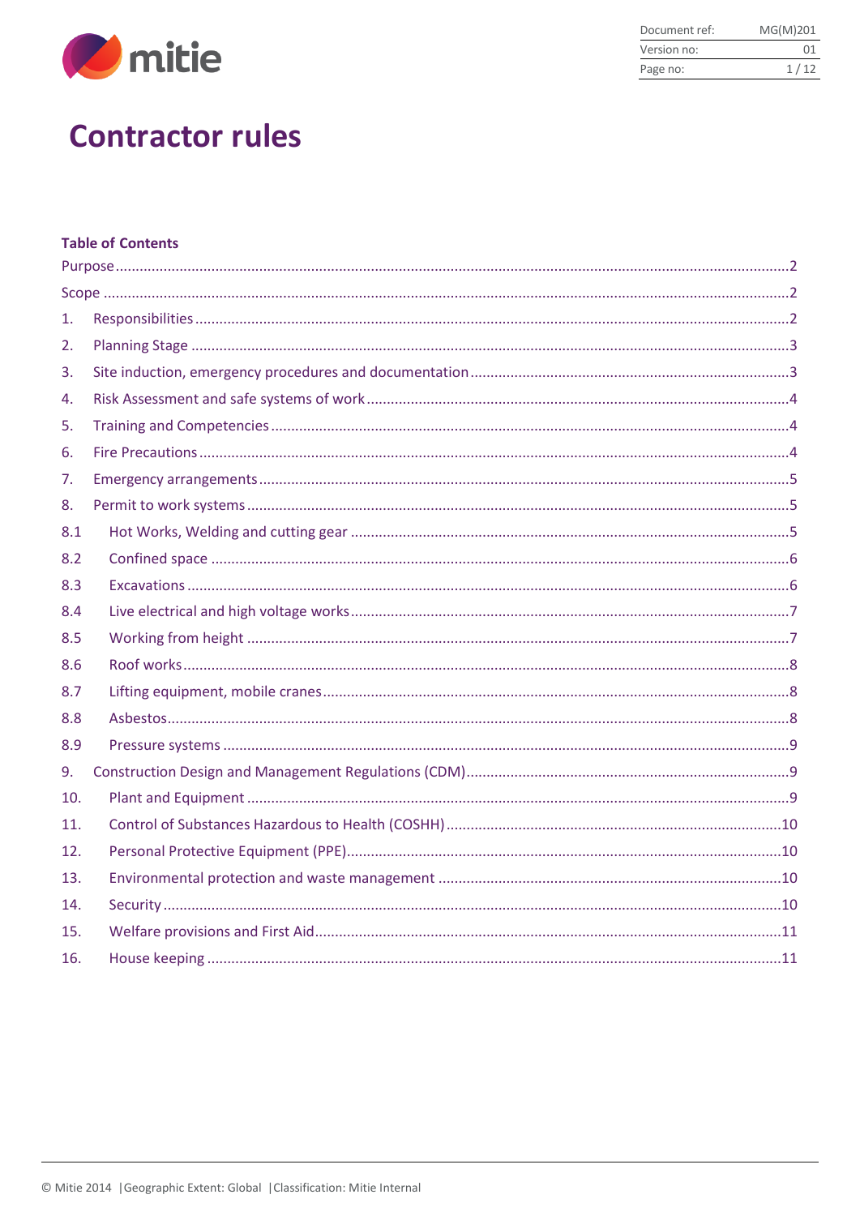| Document ref: | MG(M)201 |
| --- | --- |
| Version no: | 01 |

# Contractor rules

## Table of Contents

- Purpose .....2
- Scope .....2
- 1. Responsibilities .....2
- 2. Planning Stage .....3
- 3. Site induction, emergency procedures and documentation .....3
- 4. Risk Assessment and safe systems of work .....4
- 5. Training and Competencies .....4
- 6. Fire Precautions .....4
- 7. Emergency arrangements .....5
- 8. Permit to work systems .....5
  - 8.1 Hot Works, Welding and cutting gear .....5
  - 8.2 Confined space .....6
  - 8.3 Excavations .....6
  - 8.4 Live electrical and high voltage works .....7
  - 8.5 Working from height .....7
  - 8.6 Roof works .....8
  - 8.7 Lifting equipment, mobile cranes .....8
  - 8.8 Asbestos .....8
  - 8.9 Pressure systems .....9
- 9. Construction Design and Management Regulations (CDM) .....9
- 10. Plant and Equipment .....9
- 11. Control of Substances Hazardous to Health (COSHH) .....10
- 12. Personal Protective Equipment (PPE) .....10
- 13. Environmental protection and waste management .....10
- 14. Security .....10
- 15. Welfare provisions and First Aid .....11
- 16. House keeping .....11

© Mitie 2014 | Geographic Extent: Global | Classification: Mitie Internal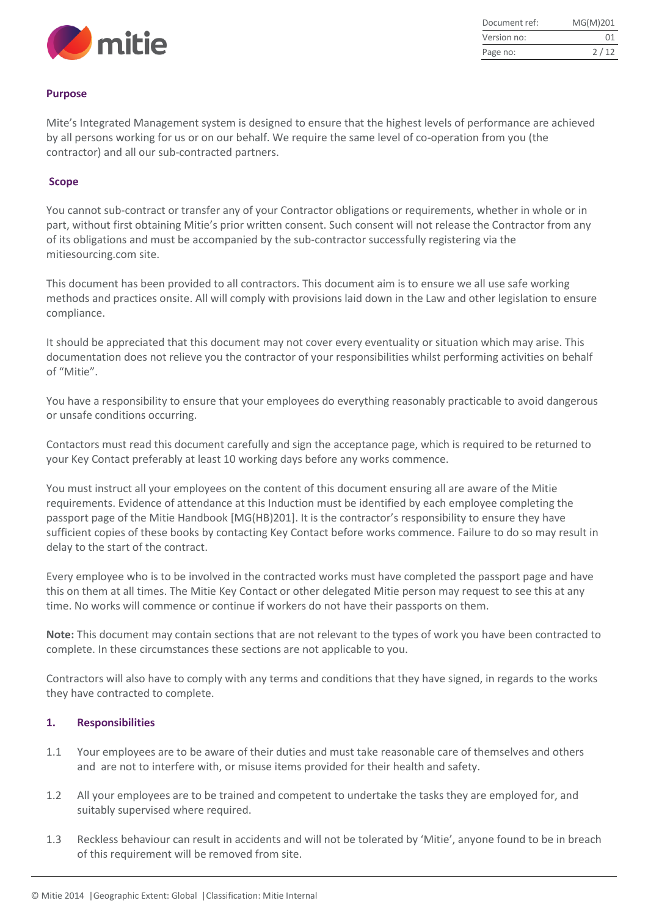## Purpose

Mite's Integrated Management system is designed to ensure that the highest levels of performance are achieved by all persons working for us or on our behalf. We require the same level of co-operation from you (the contractor) and all our sub-contracted partners.

## Scope

You cannot sub-contract or transfer any of your Contractor obligations or requirements, whether in whole or in part, without first obtaining Mitie's prior written consent. Such consent will not release the Contractor from any of its obligations and must be accompanied by the sub-contractor successfully registering via the mitiesourcing.com site.

This document has been provided to all contractors. This document aim is to ensure we all use safe working methods and practices onsite. All will comply with provisions laid down in the Law and other legislation to ensure compliance.

It should be appreciated that this document may not cover every eventuality or situation which may arise. This documentation does not relieve you the contractor of your responsibilities whilst performing activities on behalf of "Mitie".

You have a responsibility to ensure that your employees do everything reasonably practicable to avoid dangerous or unsafe conditions occurring.

Contactors must read this document carefully and sign the acceptance page, which is required to be returned to your Key Contact preferably at least 10 working days before any works commence.

You must instruct all your employees on the content of this document ensuring all are aware of the Mitie requirements. Evidence of attendance at this Induction must be identified by each employee completing the passport page of the Mitie Handbook [MG(HB)201]. It is the contractor's responsibility to ensure they have sufficient copies of these books by contacting Key Contact before works commence. Failure to do so may result in delay to the start of the contract.

Every employee who is to be involved in the contracted works must have completed the passport page and have this on them at all times. The Mitie Key Contact or other delegated Mitie person may request to see this at any time. No works will commence or continue if workers do not have their passports on them.

**Note:** This document may contain sections that are not relevant to the types of work you have been contracted to complete. In these circumstances these sections are not applicable to you.

Contractors will also have to comply with any terms and conditions that they have signed, in regards to the works they have contracted to complete.

## 1. Responsibilities

1.1 Your employees are to be aware of their duties and must take reasonable care of themselves and others and are not to interfere with, or misuse items provided for their health and safety.

1.2 All your employees are to be trained and competent to undertake the tasks they are employed for, and suitably supervised where required.

1.3 Reckless behaviour can result in accidents and will not be tolerated by 'Mitie', anyone found to be in breach of this requirement will be removed from site.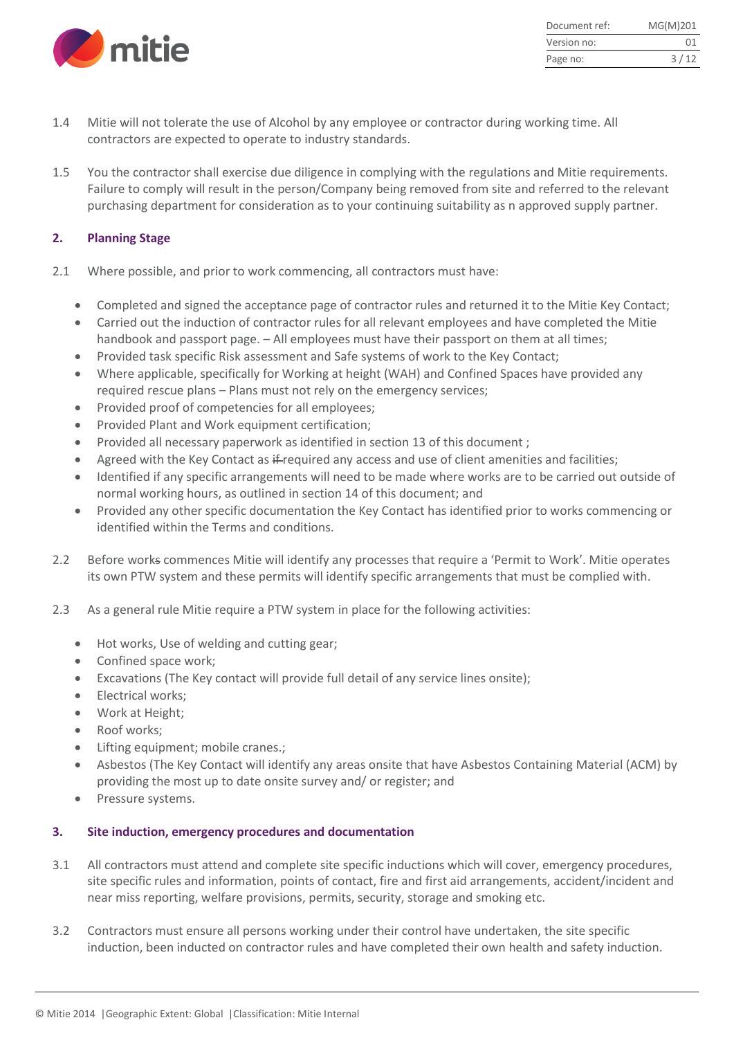1.4 Mitie will not tolerate the use of Alcohol by any employee or contractor during working time. All contractors are expected to operate to industry standards.

1.5 You the contractor shall exercise due diligence in complying with the regulations and Mitie requirements. Failure to comply will result in the person/Company being removed from site and referred to the relevant purchasing department for consideration as to your continuing suitability as n approved supply partner.

## 2. Planning Stage

2.1 Where possible, and prior to work commencing, all contractors must have:

- Completed and signed the acceptance page of contractor rules and returned it to the Mitie Key Contact;
- Carried out the induction of contractor rules for all relevant employees and have completed the Mitie handbook and passport page. – All employees must have their passport on them at all times;
- Provided task specific Risk assessment and Safe systems of work to the Key Contact;
- Where applicable, specifically for Working at height (WAH) and Confined Spaces have provided any required rescue plans – Plans must not rely on the emergency services;
- Provided proof of competencies for all employees;
- Provided Plant and Work equipment certification;
- Provided all necessary paperwork as identified in section 13 of this document ;
- Agreed with the Key Contact as ~~if~~ required any access and use of client amenities and facilities;
- Identified if any specific arrangements will need to be made where works are to be carried out outside of normal working hours, as outlined in section 14 of this document; and
- Provided any other specific documentation the Key Contact has identified prior to works commencing or identified within the Terms and conditions.

2.2 Before work~~s~~ commences Mitie will identify any processes that require a 'Permit to Work'. Mitie operates its own PTW system and these permits will identify specific arrangements that must be complied with.

2.3 As a general rule Mitie require a PTW system in place for the following activities:

- Hot works, Use of welding and cutting gear;
- Confined space work;
- Excavations (The Key contact will provide full detail of any service lines onsite);
- Electrical works;
- Work at Height;
- Roof works;
- Lifting equipment; mobile cranes.;
- Asbestos (The Key Contact will identify any areas onsite that have Asbestos Containing Material (ACM) by providing the most up to date onsite survey and/ or register; and
- Pressure systems.

## 3. Site induction, emergency procedures and documentation

3.1 All contractors must attend and complete site specific inductions which will cover, emergency procedures, site specific rules and information, points of contact, fire and first aid arrangements, accident/incident and near miss reporting, welfare provisions, permits, security, storage and smoking etc.

3.2 Contractors must ensure all persons working under their control have undertaken, the site specific induction, been inducted on contractor rules and have completed their own health and safety induction.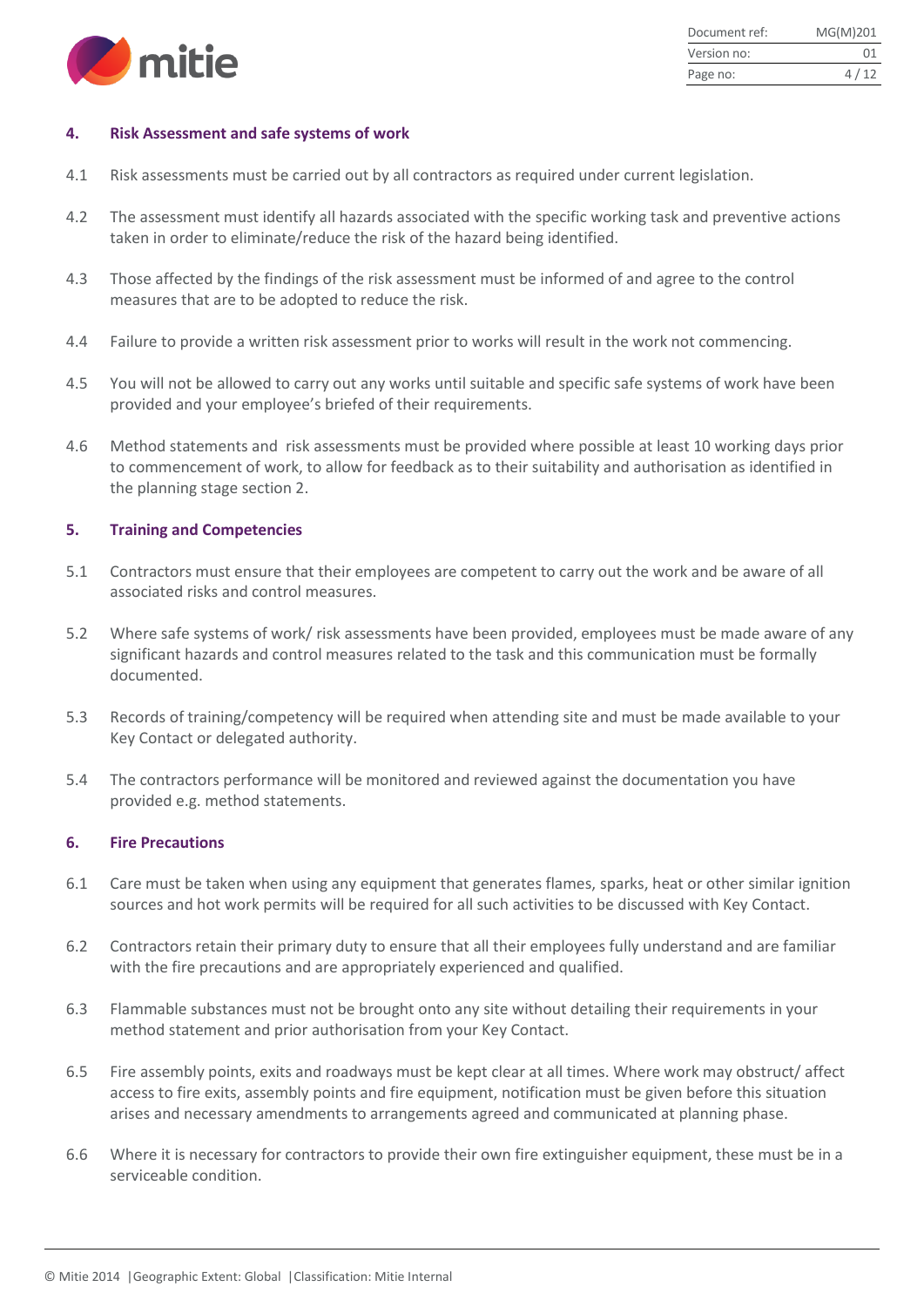## 4. Risk Assessment and safe systems of work

4.1 Risk assessments must be carried out by all contractors as required under current legislation.

4.2 The assessment must identify all hazards associated with the specific working task and preventive actions taken in order to eliminate/reduce the risk of the hazard being identified.

4.3 Those affected by the findings of the risk assessment must be informed of and agree to the control measures that are to be adopted to reduce the risk.

4.4 Failure to provide a written risk assessment prior to works will result in the work not commencing.

4.5 You will not be allowed to carry out any works until suitable and specific safe systems of work have been provided and your employee's briefed of their requirements.

4.6 Method statements and risk assessments must be provided where possible at least 10 working days prior to commencement of work, to allow for feedback as to their suitability and authorisation as identified in the planning stage section 2.

## 5. Training and Competencies

5.1 Contractors must ensure that their employees are competent to carry out the work and be aware of all associated risks and control measures.

5.2 Where safe systems of work/ risk assessments have been provided, employees must be made aware of any significant hazards and control measures related to the task and this communication must be formally documented.

5.3 Records of training/competency will be required when attending site and must be made available to your Key Contact or delegated authority.

5.4 The contractors performance will be monitored and reviewed against the documentation you have provided e.g. method statements.

## 6. Fire Precautions

6.1 Care must be taken when using any equipment that generates flames, sparks, heat or other similar ignition sources and hot work permits will be required for all such activities to be discussed with Key Contact.

6.2 Contractors retain their primary duty to ensure that all their employees fully understand and are familiar with the fire precautions and are appropriately experienced and qualified.

6.3 Flammable substances must not be brought onto any site without detailing their requirements in your method statement and prior authorisation from your Key Contact.

6.5 Fire assembly points, exits and roadways must be kept clear at all times. Where work may obstruct/ affect access to fire exits, assembly points and fire equipment, notification must be given before this situation arises and necessary amendments to arrangements agreed and communicated at planning phase.

6.6 Where it is necessary for contractors to provide their own fire extinguisher equipment, these must be in a serviceable condition.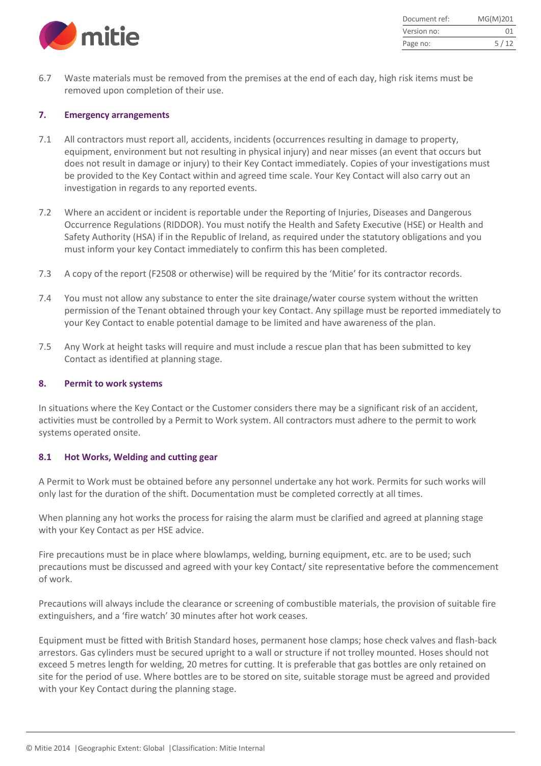6.7 Waste materials must be removed from the premises at the end of each day, high risk items must be removed upon completion of their use.

## 7. Emergency arrangements

7.1 All contractors must report all, accidents, incidents (occurrences resulting in damage to property, equipment, environment but not resulting in physical injury) and near misses (an event that occurs but does not result in damage or injury) to their Key Contact immediately. Copies of your investigations must be provided to the Key Contact within and agreed time scale. Your Key Contact will also carry out an investigation in regards to any reported events.

7.2 Where an accident or incident is reportable under the Reporting of Injuries, Diseases and Dangerous Occurrence Regulations (RIDDOR). You must notify the Health and Safety Executive (HSE) or Health and Safety Authority (HSA) if in the Republic of Ireland, as required under the statutory obligations and you must inform your key Contact immediately to confirm this has been completed.

7.3 A copy of the report (F2508 or otherwise) will be required by the 'Mitie' for its contractor records.

7.4 You must not allow any substance to enter the site drainage/water course system without the written permission of the Tenant obtained through your key Contact. Any spillage must be reported immediately to your Key Contact to enable potential damage to be limited and have awareness of the plan.

7.5 Any Work at height tasks will require and must include a rescue plan that has been submitted to key Contact as identified at planning stage.

## 8. Permit to work systems

In situations where the Key Contact or the Customer considers there may be a significant risk of an accident, activities must be controlled by a Permit to Work system. All contractors must adhere to the permit to work systems operated onsite.

### 8.1 Hot Works, Welding and cutting gear

A Permit to Work must be obtained before any personnel undertake any hot work. Permits for such works will only last for the duration of the shift. Documentation must be completed correctly at all times.

When planning any hot works the process for raising the alarm must be clarified and agreed at planning stage with your Key Contact as per HSE advice.

Fire precautions must be in place where blowlamps, welding, burning equipment, etc. are to be used; such precautions must be discussed and agreed with your key Contact/ site representative before the commencement of work.

Precautions will always include the clearance or screening of combustible materials, the provision of suitable fire extinguishers, and a 'fire watch' 30 minutes after hot work ceases.

Equipment must be fitted with British Standard hoses, permanent hose clamps; hose check valves and flash-back arrestors. Gas cylinders must be secured upright to a wall or structure if not trolley mounted. Hoses should not exceed 5 metres length for welding, 20 metres for cutting. It is preferable that gas bottles are only retained on site for the period of use. Where bottles are to be stored on site, suitable storage must be agreed and provided with your Key Contact during the planning stage.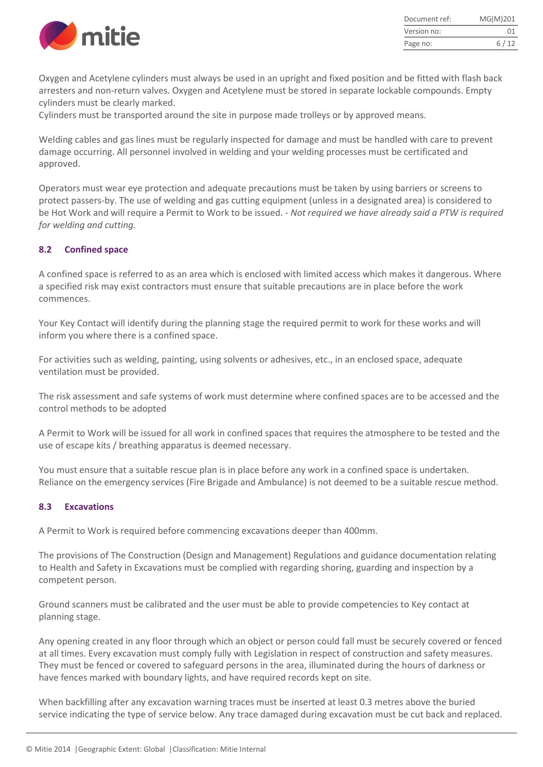Oxygen and Acetylene cylinders must always be used in an upright and fixed position and be fitted with flash back arresters and non-return valves. Oxygen and Acetylene must be stored in separate lockable compounds. Empty cylinders must be clearly marked.
Cylinders must be transported around the site in purpose made trolleys or by approved means.

Welding cables and gas lines must be regularly inspected for damage and must be handled with care to prevent damage occurring. All personnel involved in welding and your welding processes must be certificated and approved.

Operators must wear eye protection and adequate precautions must be taken by using barriers or screens to protect passers-by. The use of welding and gas cutting equipment (unless in a designated area) is considered to be Hot Work and will require a Permit to Work to be issued. - *Not required we have already said a PTW is required for welding and cutting.*

### 8.2 Confined space

A confined space is referred to as an area which is enclosed with limited access which makes it dangerous. Where a specified risk may exist contractors must ensure that suitable precautions are in place before the work commences.

Your Key Contact will identify during the planning stage the required permit to work for these works and will inform you where there is a confined space.

For activities such as welding, painting, using solvents or adhesives, etc., in an enclosed space, adequate ventilation must be provided.

The risk assessment and safe systems of work must determine where confined spaces are to be accessed and the control methods to be adopted

A Permit to Work will be issued for all work in confined spaces that requires the atmosphere to be tested and the use of escape kits / breathing apparatus is deemed necessary.

You must ensure that a suitable rescue plan is in place before any work in a confined space is undertaken. Reliance on the emergency services (Fire Brigade and Ambulance) is not deemed to be a suitable rescue method.

### 8.3 Excavations

A Permit to Work is required before commencing excavations deeper than 400mm.

The provisions of The Construction (Design and Management) Regulations and guidance documentation relating to Health and Safety in Excavations must be complied with regarding shoring, guarding and inspection by a competent person.

Ground scanners must be calibrated and the user must be able to provide competencies to Key contact at planning stage.

Any opening created in any floor through which an object or person could fall must be securely covered or fenced at all times. Every excavation must comply fully with Legislation in respect of construction and safety measures. They must be fenced or covered to safeguard persons in the area, illuminated during the hours of darkness or have fences marked with boundary lights, and have required records kept on site.

When backfilling after any excavation warning traces must be inserted at least 0.3 metres above the buried service indicating the type of service below. Any trace damaged during excavation must be cut back and replaced.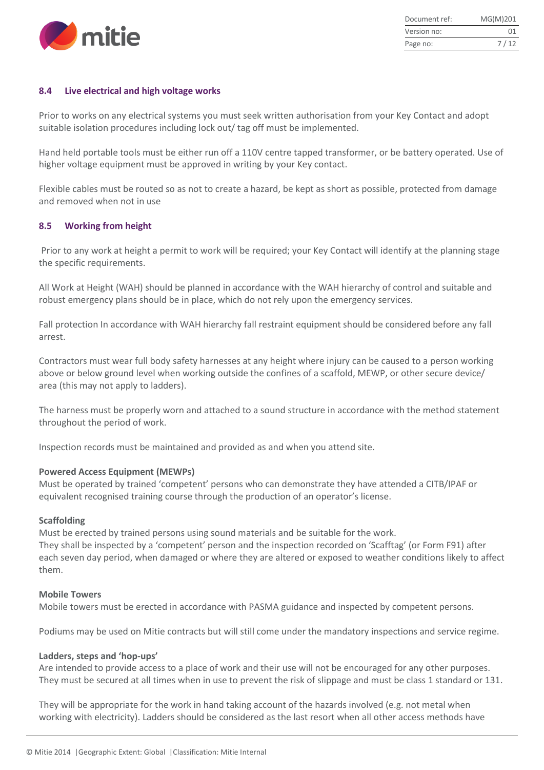## 8.4 Live electrical and high voltage works

Prior to works on any electrical systems you must seek written authorisation from your Key Contact and adopt suitable isolation procedures including lock out/ tag off must be implemented.

Hand held portable tools must be either run off a 110V centre tapped transformer, or be battery operated. Use of higher voltage equipment must be approved in writing by your Key contact.

Flexible cables must be routed so as not to create a hazard, be kept as short as possible, protected from damage and removed when not in use

## 8.5 Working from height

Prior to any work at height a permit to work will be required; your Key Contact will identify at the planning stage the specific requirements.

All Work at Height (WAH) should be planned in accordance with the WAH hierarchy of control and suitable and robust emergency plans should be in place, which do not rely upon the emergency services.

Fall protection In accordance with WAH hierarchy fall restraint equipment should be considered before any fall arrest.

Contractors must wear full body safety harnesses at any height where injury can be caused to a person working above or below ground level when working outside the confines of a scaffold, MEWP, or other secure device/ area (this may not apply to ladders).

The harness must be properly worn and attached to a sound structure in accordance with the method statement throughout the period of work.

Inspection records must be maintained and provided as and when you attend site.

**Powered Access Equipment (MEWPs)**
Must be operated by trained 'competent' persons who can demonstrate they have attended a CITB/IPAF or equivalent recognised training course through the production of an operator's license.

**Scaffolding**
Must be erected by trained persons using sound materials and be suitable for the work.
They shall be inspected by a 'competent' person and the inspection recorded on 'Scafftag' (or Form F91) after each seven day period, when damaged or where they are altered or exposed to weather conditions likely to affect them.

**Mobile Towers**
Mobile towers must be erected in accordance with PASMA guidance and inspected by competent persons.

Podiums may be used on Mitie contracts but will still come under the mandatory inspections and service regime.

**Ladders, steps and 'hop-ups'**
Are intended to provide access to a place of work and their use will not be encouraged for any other purposes. They must be secured at all times when in use to prevent the risk of slippage and must be class 1 standard or 131.

They will be appropriate for the work in hand taking account of the hazards involved (e.g. not metal when working with electricity). Ladders should be considered as the last resort when all other access methods have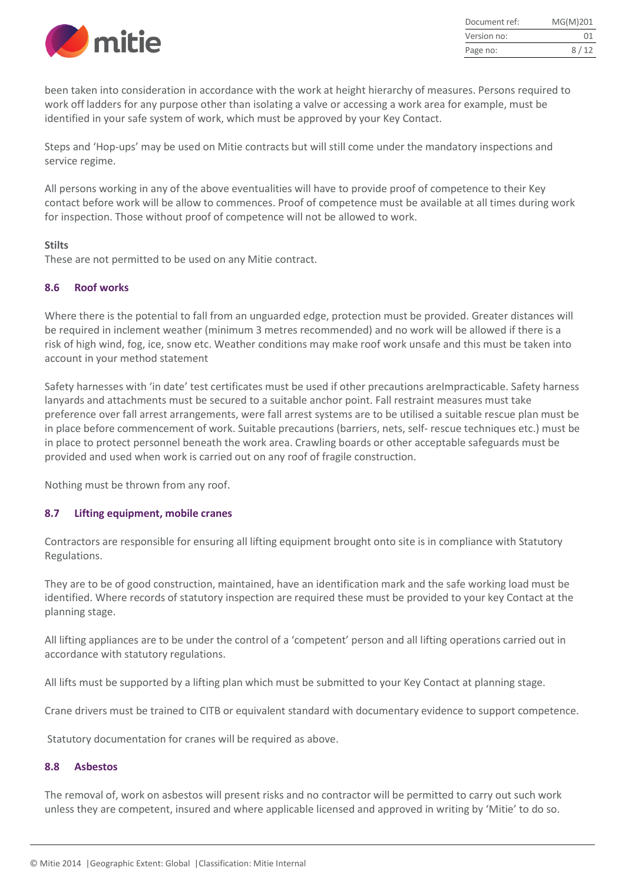been taken into consideration in accordance with the work at height hierarchy of measures. Persons required to work off ladders for any purpose other than isolating a valve or accessing a work area for example, must be identified in your safe system of work, which must be approved by your Key Contact.

Steps and 'Hop-ups' may be used on Mitie contracts but will still come under the mandatory inspections and service regime.

All persons working in any of the above eventualities will have to provide proof of competence to their Key contact before work will be allow to commences. Proof of competence must be available at all times during work for inspection. Those without proof of competence will not be allowed to work.

**Stilts**
These are not permitted to be used on any Mitie contract.

### 8.6 Roof works

Where there is the potential to fall from an unguarded edge, protection must be provided. Greater distances will be required in inclement weather (minimum 3 metres recommended) and no work will be allowed if there is a risk of high wind, fog, ice, snow etc. Weather conditions may make roof work unsafe and this must be taken into account in your method statement

Safety harnesses with 'in date' test certificates must be used if other precautions areImpracticable. Safety harness lanyards and attachments must be secured to a suitable anchor point. Fall restraint measures must take preference over fall arrest arrangements, were fall arrest systems are to be utilised a suitable rescue plan must be in place before commencement of work. Suitable precautions (barriers, nets, self- rescue techniques etc.) must be in place to protect personnel beneath the work area. Crawling boards or other acceptable safeguards must be provided and used when work is carried out on any roof of fragile construction.

Nothing must be thrown from any roof.

### 8.7 Lifting equipment, mobile cranes

Contractors are responsible for ensuring all lifting equipment brought onto site is in compliance with Statutory Regulations.

They are to be of good construction, maintained, have an identification mark and the safe working load must be identified. Where records of statutory inspection are required these must be provided to your key Contact at the planning stage.

All lifting appliances are to be under the control of a 'competent' person and all lifting operations carried out in accordance with statutory regulations.

All lifts must be supported by a lifting plan which must be submitted to your Key Contact at planning stage.

Crane drivers must be trained to CITB or equivalent standard with documentary evidence to support competence.

Statutory documentation for cranes will be required as above.

### 8.8 Asbestos

The removal of, work on asbestos will present risks and no contractor will be permitted to carry out such work unless they are competent, insured and where applicable licensed and approved in writing by 'Mitie' to do so.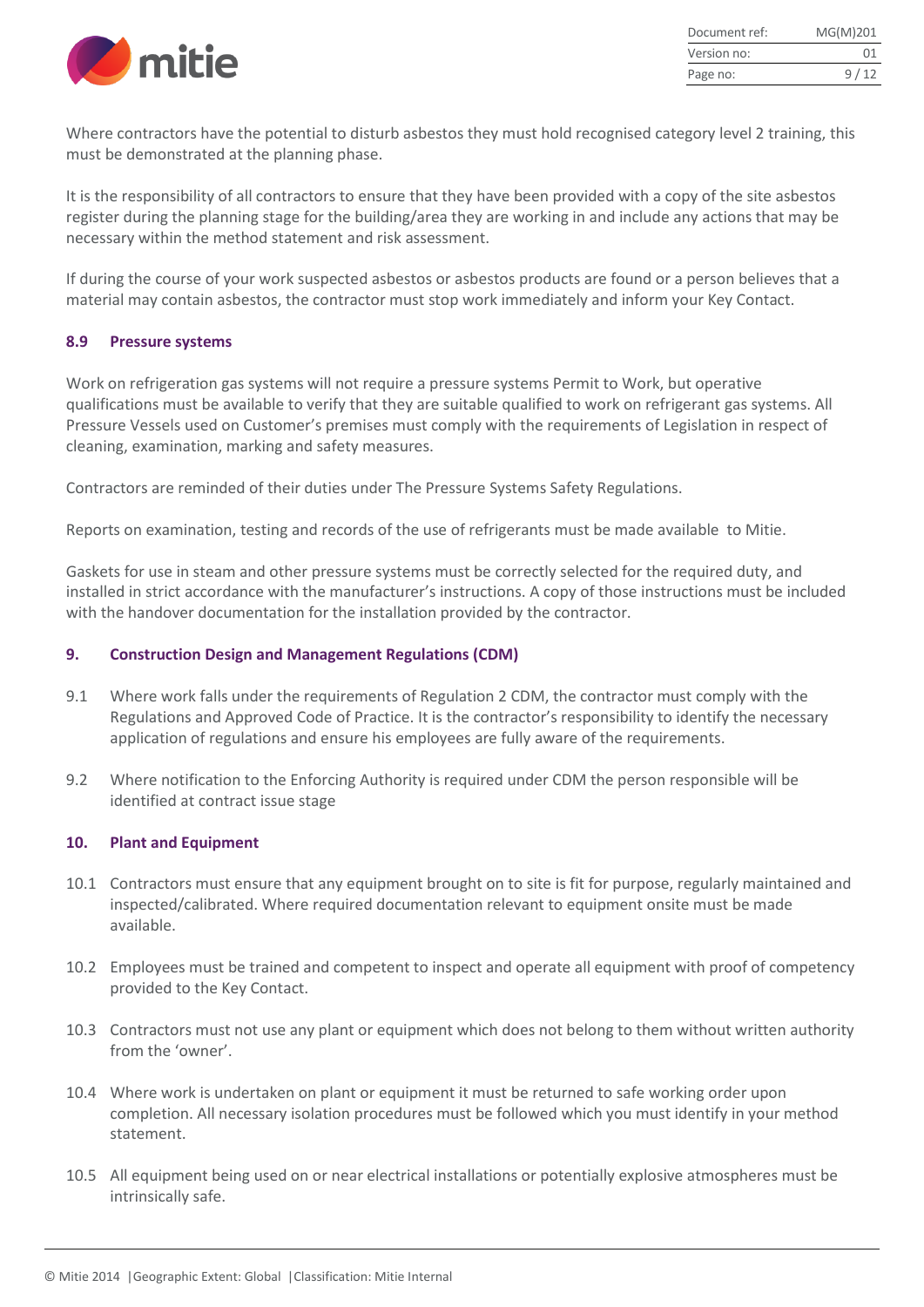Where contractors have the potential to disturb asbestos they must hold recognised category level 2 training, this must be demonstrated at the planning phase.

It is the responsibility of all contractors to ensure that they have been provided with a copy of the site asbestos register during the planning stage for the building/area they are working in and include any actions that may be necessary within the method statement and risk assessment.

If during the course of your work suspected asbestos or asbestos products are found or a person believes that a material may contain asbestos, the contractor must stop work immediately and inform your Key Contact.

### 8.9 Pressure systems

Work on refrigeration gas systems will not require a pressure systems Permit to Work, but operative qualifications must be available to verify that they are suitable qualified to work on refrigerant gas systems. All Pressure Vessels used on Customer's premises must comply with the requirements of Legislation in respect of cleaning, examination, marking and safety measures.

Contractors are reminded of their duties under The Pressure Systems Safety Regulations.

Reports on examination, testing and records of the use of refrigerants must be made available to Mitie.

Gaskets for use in steam and other pressure systems must be correctly selected for the required duty, and installed in strict accordance with the manufacturer's instructions. A copy of those instructions must be included with the handover documentation for the installation provided by the contractor.

## 9. Construction Design and Management Regulations (CDM)

9.1 Where work falls under the requirements of Regulation 2 CDM, the contractor must comply with the Regulations and Approved Code of Practice. It is the contractor's responsibility to identify the necessary application of regulations and ensure his employees are fully aware of the requirements.

9.2 Where notification to the Enforcing Authority is required under CDM the person responsible will be identified at contract issue stage

## 10. Plant and Equipment

10.1 Contractors must ensure that any equipment brought on to site is fit for purpose, regularly maintained and inspected/calibrated. Where required documentation relevant to equipment onsite must be made available.

10.2 Employees must be trained and competent to inspect and operate all equipment with proof of competency provided to the Key Contact.

10.3 Contractors must not use any plant or equipment which does not belong to them without written authority from the 'owner'.

10.4 Where work is undertaken on plant or equipment it must be returned to safe working order upon completion. All necessary isolation procedures must be followed which you must identify in your method statement.

10.5 All equipment being used on or near electrical installations or potentially explosive atmospheres must be intrinsically safe.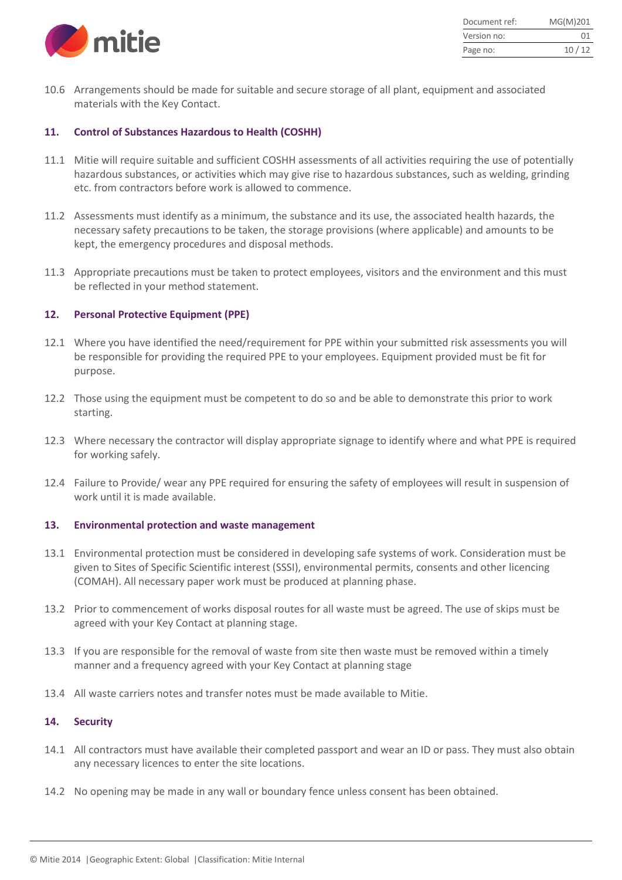10.6 Arrangements should be made for suitable and secure storage of all plant, equipment and associated materials with the Key Contact.

## 11. Control of Substances Hazardous to Health (COSHH)

11.1 Mitie will require suitable and sufficient COSHH assessments of all activities requiring the use of potentially hazardous substances, or activities which may give rise to hazardous substances, such as welding, grinding etc. from contractors before work is allowed to commence.

11.2 Assessments must identify as a minimum, the substance and its use, the associated health hazards, the necessary safety precautions to be taken, the storage provisions (where applicable) and amounts to be kept, the emergency procedures and disposal methods.

11.3 Appropriate precautions must be taken to protect employees, visitors and the environment and this must be reflected in your method statement.

## 12. Personal Protective Equipment (PPE)

12.1 Where you have identified the need/requirement for PPE within your submitted risk assessments you will be responsible for providing the required PPE to your employees. Equipment provided must be fit for purpose.

12.2 Those using the equipment must be competent to do so and be able to demonstrate this prior to work starting.

12.3 Where necessary the contractor will display appropriate signage to identify where and what PPE is required for working safely.

12.4 Failure to Provide/ wear any PPE required for ensuring the safety of employees will result in suspension of work until it is made available.

## 13. Environmental protection and waste management

13.1 Environmental protection must be considered in developing safe systems of work. Consideration must be given to Sites of Specific Scientific interest (SSSI), environmental permits, consents and other licencing (COMAH). All necessary paper work must be produced at planning phase.

13.2 Prior to commencement of works disposal routes for all waste must be agreed. The use of skips must be agreed with your Key Contact at planning stage.

13.3 If you are responsible for the removal of waste from site then waste must be removed within a timely manner and a frequency agreed with your Key Contact at planning stage

13.4 All waste carriers notes and transfer notes must be made available to Mitie.

## 14. Security

14.1 All contractors must have available their completed passport and wear an ID or pass. They must also obtain any necessary licences to enter the site locations.

14.2 No opening may be made in any wall or boundary fence unless consent has been obtained.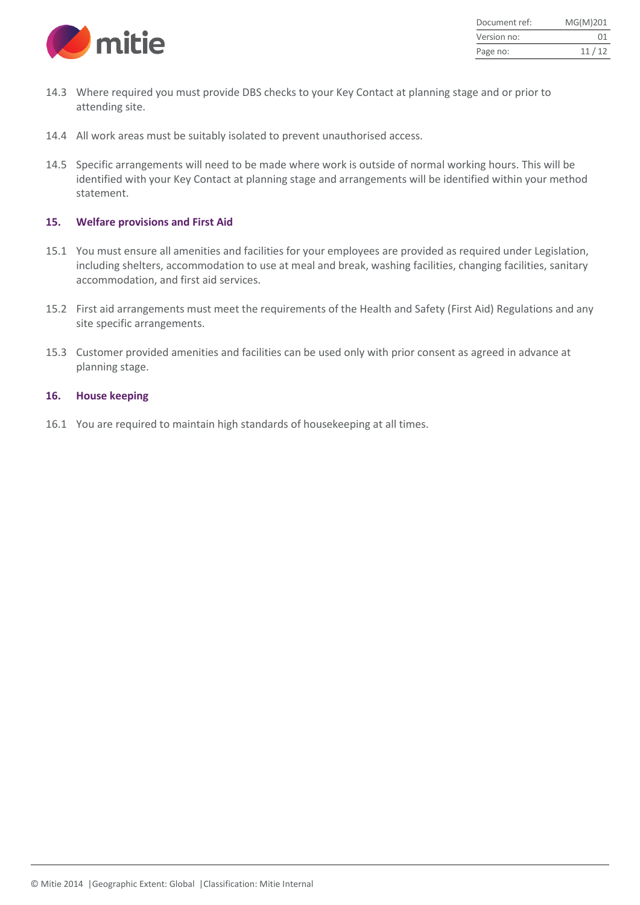14.3 Where required you must provide DBS checks to your Key Contact at planning stage and or prior to attending site.

14.4 All work areas must be suitably isolated to prevent unauthorised access.

14.5 Specific arrangements will need to be made where work is outside of normal working hours. This will be identified with your Key Contact at planning stage and arrangements will be identified within your method statement.

## 15. Welfare provisions and First Aid

15.1 You must ensure all amenities and facilities for your employees are provided as required under Legislation, including shelters, accommodation to use at meal and break, washing facilities, changing facilities, sanitary accommodation, and first aid services.

15.2 First aid arrangements must meet the requirements of the Health and Safety (First Aid) Regulations and any site specific arrangements.

15.3 Customer provided amenities and facilities can be used only with prior consent as agreed in advance at planning stage.

## 16. House keeping

16.1 You are required to maintain high standards of housekeeping at all times.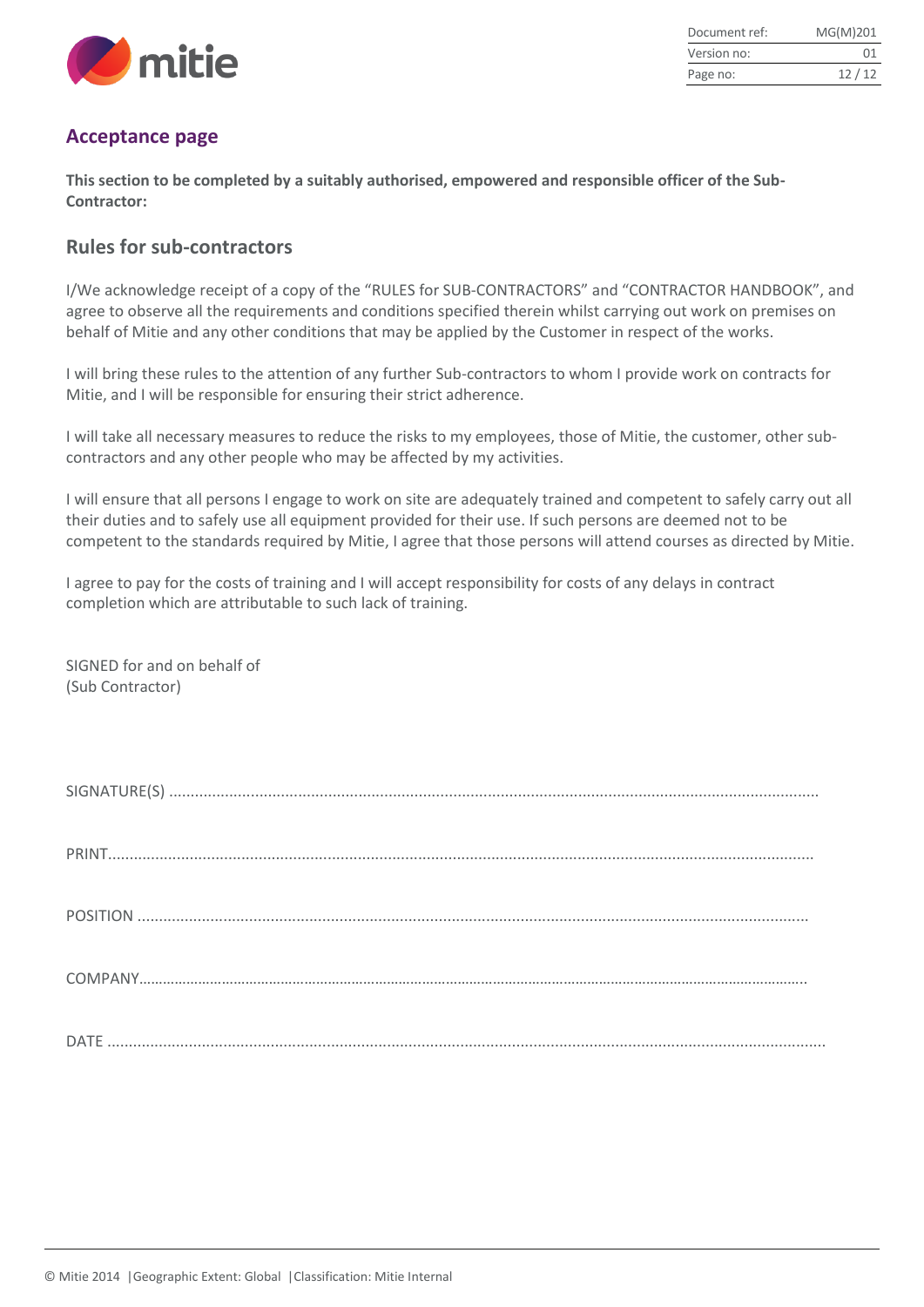## Acceptance page

**This section to be completed by a suitably authorised, empowered and responsible officer of the Sub-Contractor:**

### Rules for sub-contractors

I/We acknowledge receipt of a copy of the "RULES for SUB-CONTRACTORS" and "CONTRACTOR HANDBOOK", and agree to observe all the requirements and conditions specified therein whilst carrying out work on premises on behalf of Mitie and any other conditions that may be applied by the Customer in respect of the works.

I will bring these rules to the attention of any further Sub-contractors to whom I provide work on contracts for Mitie, and I will be responsible for ensuring their strict adherence.

I will take all necessary measures to reduce the risks to my employees, those of Mitie, the customer, other sub-contractors and any other people who may be affected by my activities.

I will ensure that all persons I engage to work on site are adequately trained and competent to safely carry out all their duties and to safely use all equipment provided for their use. If such persons are deemed not to be competent to the standards required by Mitie, I agree that those persons will attend courses as directed by Mitie.

I agree to pay for the costs of training and I will accept responsibility for costs of any delays in contract completion which are attributable to such lack of training.

SIGNED for and on behalf of
(Sub Contractor)

SIGNATURE(S) ..............................................................................................................................................

PRINT..............................................................................................................................................

POSITION ..............................................................................................................................................

COMPANY..............................................................................................................................................

DATE ..............................................................................................................................................

© Mitie 2014 | Geographic Extent: Global | Classification: Mitie Internal